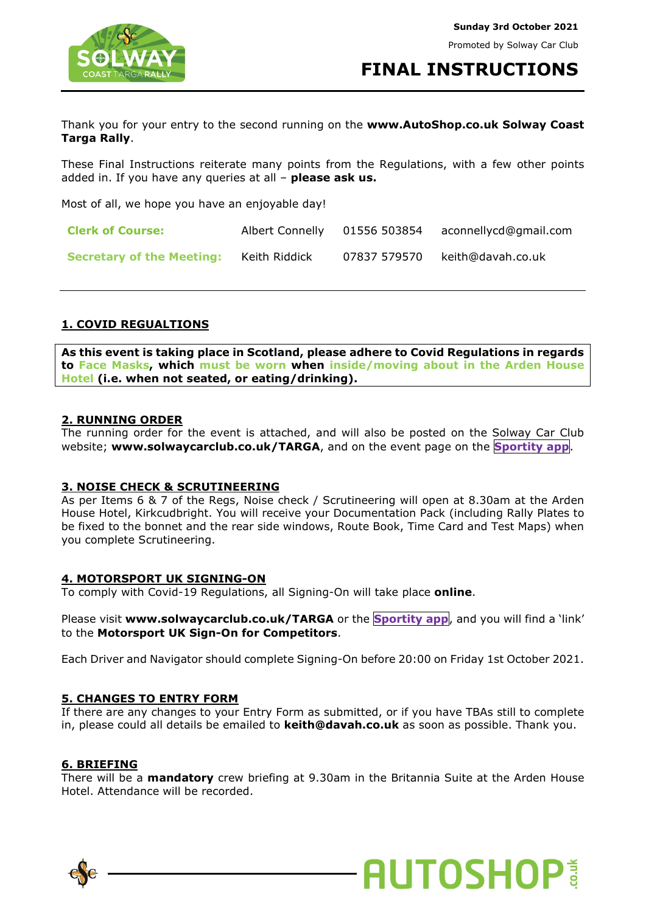**Sunday 3rd October 2021**

Promoted by Solway Car Club

# FINAL INSTRUCTIONS

Thank you for your entry to the second running on the **www.AutoShop.co.uk Solway Coast Targa Rally**.

These Final Instructions reiterate many points from the Regulations, with a few other points added in. If you have any queries at all – **please ask us.**

Most of all, we hope you have an enjoyable day!

| | | | |
|---|---|---|---|
| **Clerk of Course:** | Albert Connelly | 01556 503854 | aconnellycd@gmail.com |
| **Secretary of the Meeting:** | Keith Riddick | 07837 579570 | keith@davah.co.uk |

## 1. COVID REGUALTIONS

**As this event is taking place in Scotland, please adhere to Covid Regulations in regards to Face Masks, which must be worn when inside/moving about in the Arden House Hotel (i.e. when not seated, or eating/drinking).**

## 2. RUNNING ORDER

The running order for the event is attached, and will also be posted on the Solway Car Club website; **www.solwaycarclub.co.uk/TARGA**, and on the event page on the **Sportity app**.

## 3. NOISE CHECK & SCRUTINEERING

As per Items 6 & 7 of the Regs, Noise check / Scrutineering will open at 8.30am at the Arden House Hotel, Kirkcudbright. You will receive your Documentation Pack (including Rally Plates to be fixed to the bonnet and the rear side windows, Route Book, Time Card and Test Maps) when you complete Scrutineering.

## 4. MOTORSPORT UK SIGNING-ON

To comply with Covid-19 Regulations, all Signing-On will take place **online**.

Please visit **www.solwaycarclub.co.uk/TARGA** or the **Sportity app**, and you will find a 'link' to the **Motorsport UK Sign-On for Competitors**.

Each Driver and Navigator should complete Signing-On before 20:00 on Friday 1st October 2021.

## 5. CHANGES TO ENTRY FORM

If there are any changes to your Entry Form as submitted, or if you have TBAs still to complete in, please could all details be emailed to **keith@davah.co.uk** as soon as possible. Thank you.

## 6. BRIEFING

There will be a **mandatory** crew briefing at 9.30am in the Britannia Suite at the Arden House Hotel. Attendance will be recorded.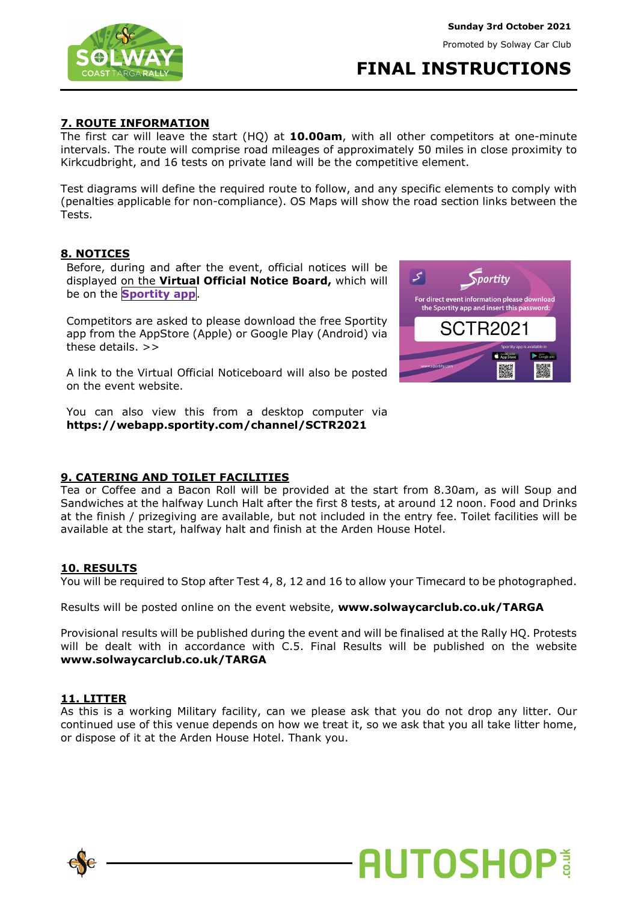## 7. ROUTE INFORMATION

The first car will leave the start (HQ) at **10.00am**, with all other competitors at one-minute intervals. The route will comprise road mileages of approximately 50 miles in close proximity to Kirkcudbright, and 16 tests on private land will be the competitive element.

Test diagrams will define the required route to follow, and any specific elements to comply with (penalties applicable for non-compliance). OS Maps will show the road section links between the Tests.

## 8. NOTICES

Before, during and after the event, official notices will be displayed on the **Virtual Official Notice Board,** which will be on the **Sportity app**.

Competitors are asked to please download the free Sportity app from the AppStore (Apple) or Google Play (Android) via these details. >>

Sportity

For direct event information please download the Sportity app and insert this password:

SCTR2021

A link to the Virtual Official Noticeboard will also be posted on the event website.

You can also view this from a desktop computer via **https://webapp.sportity.com/channel/SCTR2021**

## 9. CATERING AND TOILET FACILITIES

Tea or Coffee and a Bacon Roll will be provided at the start from 8.30am, as will Soup and Sandwiches at the halfway Lunch Halt after the first 8 tests, at around 12 noon. Food and Drinks at the finish / prizegiving are available, but not included in the entry fee. Toilet facilities will be available at the start, halfway halt and finish at the Arden House Hotel.

## 10. RESULTS

You will be required to Stop after Test 4, 8, 12 and 16 to allow your Timecard to be photographed.

Results will be posted online on the event website, **www.solwaycarclub.co.uk/TARGA**

Provisional results will be published during the event and will be finalised at the Rally HQ. Protests will be dealt with in accordance with C.5. Final Results will be published on the website **www.solwaycarclub.co.uk/TARGA**

## 11. LITTER

As this is a working Military facility, can we please ask that you do not drop any litter. Our continued use of this venue depends on how we treat it, so we ask that you all take litter home, or dispose of it at the Arden House Hotel. Thank you.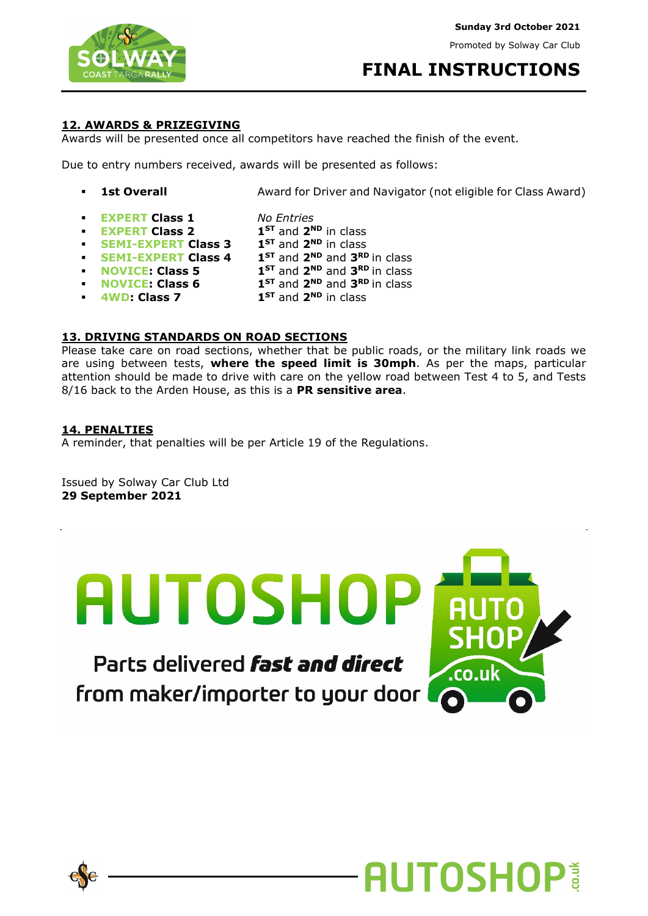## 12. AWARDS & PRIZEGIVING

Awards will be presented once all competitors have reached the finish of the event.

Due to entry numbers received, awards will be presented as follows:

- **1st Overall** — Award for Driver and Navigator (not eligible for Class Award)

- **EXPERT Class 1** — *No Entries*
- **EXPERT Class 2** — **1ST** and **2ND** in class
- **SEMI-EXPERT Class 3** — **1ST** and **2ND** in class
- **SEMI-EXPERT Class 4** — **1ST** and **2ND** and **3RD** in class
- **NOVICE: Class 5** — **1ST** and **2ND** and **3RD** in class
- **NOVICE: Class 6** — **1ST** and **2ND** and **3RD** in class
- **4WD: Class 7** — **1ST** and **2ND** in class

## 13. DRIVING STANDARDS ON ROAD SECTIONS

Please take care on road sections, whether that be public roads, or the military link roads we are using between tests, **where the speed limit is 30mph**. As per the maps, particular attention should be made to drive with care on the yellow road between Test 4 to 5, and Tests 8/16 back to the Arden House, as this is a **PR sensitive area**.

## 14. PENALTIES

A reminder, that penalties will be per Article 19 of the Regulations.

Issued by Solway Car Club Ltd
**29 September 2021**

AUTOSHOP

Parts delivered ***fast and direct*** from maker/importer to your door

AUTO SHOP .co.uk